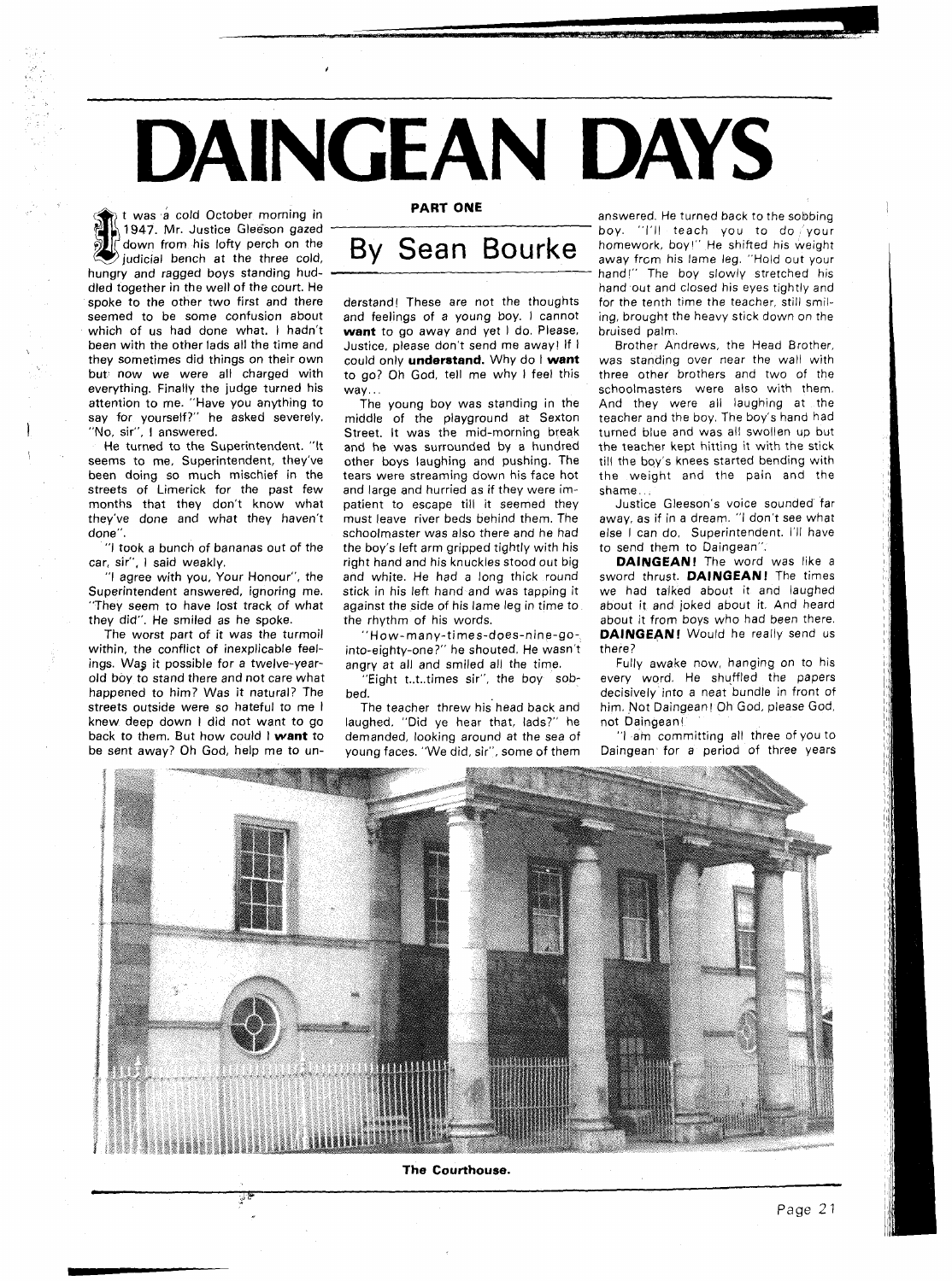# DAINGEAN DAYS

**PART ONE**

## By Sean Bourke

It was a cold October morning in 1947. Mr. Justice Gleeson gazed down from his lofty perch on the judicial bench at the three cold, hungry and ragged boys standing huddled together in the well of the court. He spoke to the other two first and there seemed to be some confusion about which of us had done what. I hadn't been with the other lads all the time and they sometimes did things on their own but now we were all charged with everything. Finally the judge turned his attention to me. "Have you anything to say for yourself?" he asked severely. "No, sir", I answered.

He turned to the Superintendent. "It seems to me, Superintendent, they've been doing so much mischief in the streets of Limerick for the past few months that they don't know what they've done and what they haven't done".

"I took a bunch of bananas out of the car, sir", I said weakly.

"I agree with you, Your Honour", the Superintendent answered, ignoring me. "They seem to have lost track of what they did". He smiled as he spoke.

The worst part of it was the turmoil within, the conflict of inexplicable feelings. Was it possible for a twelve-year-old boy to stand there and not care what happened to him? Was it natural? The streets outside were so hateful to me I knew deep down I did not want to go back to them. But how could I **want** to be sent away? Oh God, help me to understand! These are not the thoughts and feelings of a young boy. I cannot **want** to go away and yet I do. Please, Justice, please don't send me away! If I could only **understand.** Why do I **want** to go? Oh God, tell me why I feel this way...

The young boy was standing in the middle of the playground at Sexton Street. It was the mid-morning break and he was surrounded by a hundred other boys laughing and pushing. The tears were streaming down his face hot and large and hurried as if they were impatient to escape till it seemed they must leave river beds behind them. The schoolmaster was also there and he had the boy's left arm gripped tightly with his right hand and his knuckles stood out big and white. He had a long thick round stick in his left hand and was tapping it against the side of his lame leg in time to the rhythm of his words.

"How-many-times-does-nine-go-into-eighty-one?" he shouted. He wasn't angry at all and smiled all the time.

"Eight t..t..times sir", the boy sobbed.

The teacher threw his head back and laughed. "Did ye hear that, lads?" he demanded, looking around at the sea of young faces. "We did, sir", some of them answered. He turned back to the sobbing boy. "I'll teach you to do your homework, boy!" He shifted his weight away from his lame leg. "Hold out your hand!" The boy slowly stretched his hand out and closed his eyes tightly and for the tenth time the teacher, still smiling, brought the heavy stick down on the bruised palm.

Brother Andrews, the Head Brother, was standing over near the wall with three other brothers and two of the schoolmasters were also with them. And they were all laughing at the teacher and the boy. The boy's hand had turned blue and was all swollen up but the teacher kept hitting it with the stick till the boy's knees started bending with the weight and the pain and the shame...

Justice Gleeson's voice sounded far away, as if in a dream. "I don't see what else I can do, Superintendent. I'll have to send them to Daingean".

**DAINGEAN!** The word was like a sword thrust. **DAINGEAN!** The times we had talked about it and laughed about it and joked about it. And heard about it from boys who had been there. **DAINGEAN!** Would he really send us there?

Fully awake now, hanging on to his every word. He shuffled the papers decisively into a neat bundle in front of him. Not Daingean! Oh God, please God, not Daingean!

"I am committing all three of you to Daingean for a period of three years

**The Courthouse.**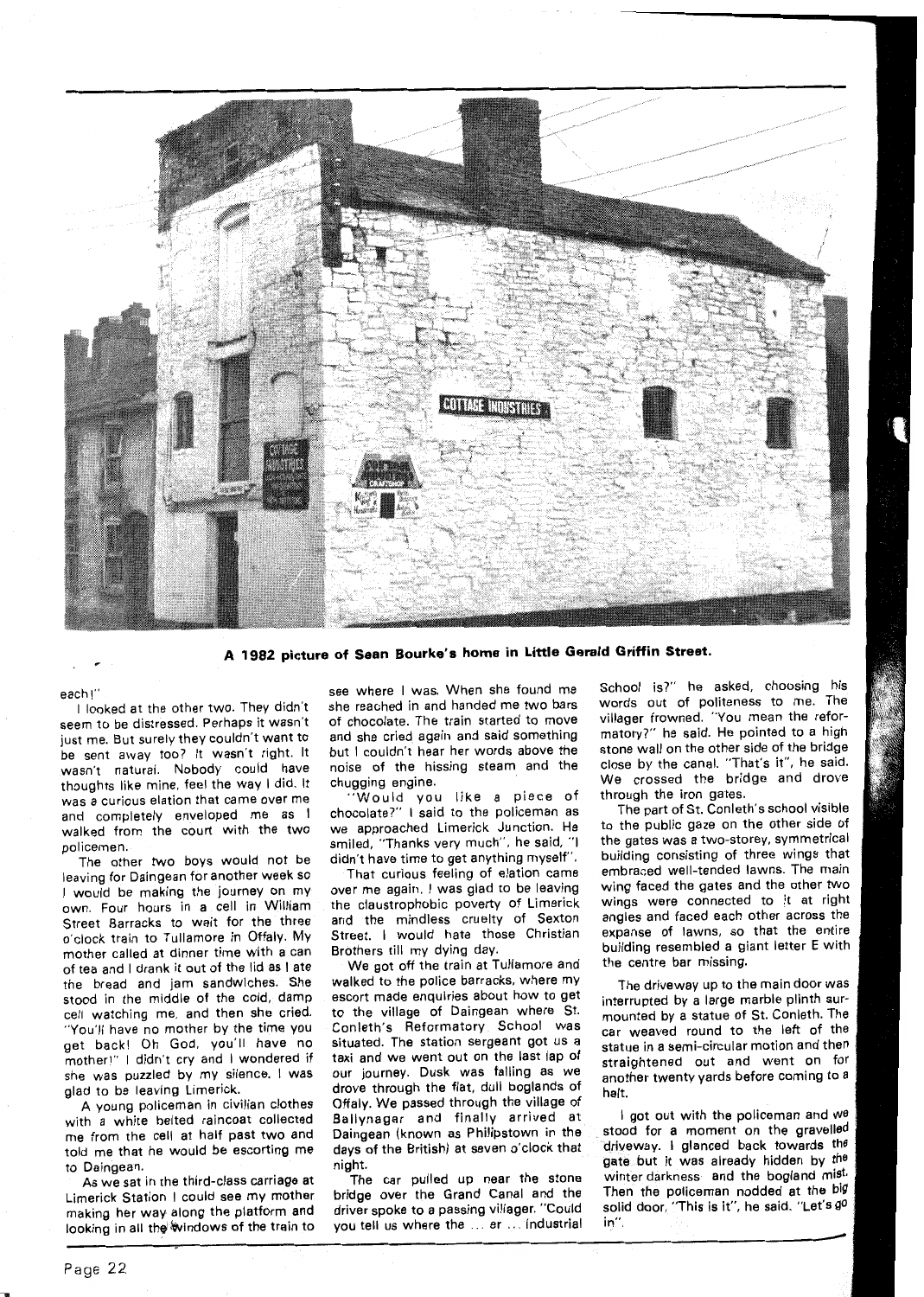**A 1982 picture of Sean Bourke's home in Little Gerald Griffin Street.**

each!"

I looked at the other two. They didn't seem to be distressed. Perhaps it wasn't just me. But surely they couldn't want to be sent away too? It wasn't right. It wasn't natural. Nobody could have thoughts like mine, feel the way I did. It was a curious elation that came over me and completely enveloped me as I walked from the court with the two policemen.

The other two boys would not be leaving for Daingean for another week so I would be making the journey on my own. Four hours in a cell in William Street Barracks to wait for the three o'clock train to Tullamore in Offaly. My mother called at dinner time with a can of tea and I drank it out of the lid as I ate the bread and jam sandwiches. She stood in the middle of the cold, damp cell watching me, and then she cried. "You'll have no mother by the time you get back! Oh God, you'll have no mother!" I didn't cry and I wondered if she was puzzled by my silence. I was glad to be leaving Limerick.

A young policeman in civilian clothes with a white belted raincoat collected me from the cell at half past two and told me that he would be escorting me to Daingean.

As we sat in the third-class carriage at Limerick Station I could see my mother making her way along the platform and looking in all the windows of the train to see where I was. When she found me she reached in and handed me two bars of chocolate. The train started to move and she cried again and said something but I couldn't hear her words above the noise of the hissing steam and the chugging engine.

"Would you like a piece of chocolate?" I said to the policeman as we approached Limerick Junction. He smiled, "Thanks very much", he said, "I didn't have time to get anything myself".

That curious feeling of elation came over me again. I was glad to be leaving the claustrophobic poverty of Limerick and the mindless cruelty of Sexton Street. I would hate those Christian Brothers till my dying day.

We got off the train at Tullamore and walked to the police barracks, where my escort made enquiries about how to get to the village of Daingean where St. Conleth's Reformatory School was situated. The station sergeant got us a taxi and we went out on the last lap of our journey. Dusk was falling as we drove through the flat, dull boglands of Offaly. We passed through the village of Ballynagar and finally arrived at Daingean (known as Philipstown in the days of the British) at seven o'clock that night.

The car pulled up near the stone bridge over the Grand Canal and the driver spoke to a passing villager. "Could you tell us where the ... er ... Industrial School is?" he asked, choosing his words out of politeness to me. The villager frowned. "You mean the reformatory?" he said. He pointed to a high stone wall on the other side of the bridge close by the canal. "That's it", he said. We crossed the bridge and drove through the iron gates.

The part of St. Conleth's school visible to the public gaze on the other side of the gates was a two-storey, symmetrical building consisting of three wings that embraced well-tended lawns. The main wing faced the gates and the other two wings were connected to it at right angles and faced each other across the expanse of lawns, so that the entire building resembled a giant letter E with the centre bar missing.

The driveway up to the main door was interrupted by a large marble plinth surmounted by a statue of St. Conleth. The car weaved round to the left of the statue in a semi-circular motion and then straightened out and went on for another twenty yards before coming to a halt.

I got out with the policeman and we stood for a moment on the gravelled driveway. I glanced back towards the gate but it was already hidden by the winter darkness and the bogland mist. Then the policeman nodded at the big solid door. "This is it", he said. "Let's go in".